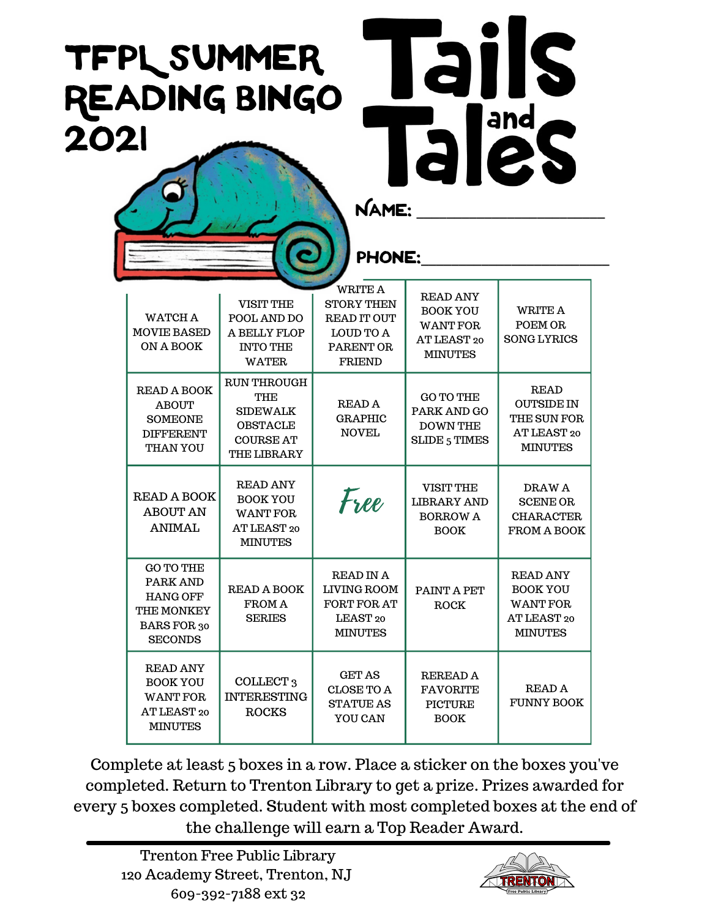# TFPL SUMMER READING BINGO 2021

# Tails and Tales

NAME: ____________________

PHONE: ____________________

| | | | | |
|---|---|---|---|---|
| WATCH A MOVIE BASED ON A BOOK | VISIT THE POOL AND DO A BELLY FLOP INTO THE WATER | WRITE A STORY THEN READ IT OUT LOUD TO A PARENT OR FRIEND | READ ANY BOOK YOU WANT FOR AT LEAST 20 MINUTES | WRITE A POEM OR SONG LYRICS |
| READ A BOOK ABOUT SOMEONE DIFFERENT THAN YOU | RUN THROUGH THE SIDEWALK OBSTACLE COURSE AT THE LIBRARY | READ A GRAPHIC NOVEL | GO TO THE PARK AND GO DOWN THE SLIDE 5 TIMES | READ OUTSIDE IN THE SUN FOR AT LEAST 20 MINUTES |
| READ A BOOK ABOUT AN ANIMAL | READ ANY BOOK YOU WANT FOR AT LEAST 20 MINUTES | *Free* | VISIT THE LIBRARY AND BORROW A BOOK | DRAW A SCENE OR CHARACTER FROM A BOOK |
| GO TO THE PARK AND HANG OFF THE MONKEY BARS FOR 30 SECONDS | READ A BOOK FROM A SERIES | READ IN A LIVING ROOM FORT FOR AT LEAST 20 MINUTES | PAINT A PET ROCK | READ ANY BOOK YOU WANT FOR AT LEAST 20 MINUTES |
| READ ANY BOOK YOU WANT FOR AT LEAST 20 MINUTES | COLLECT 3 INTERESTING ROCKS | GET AS CLOSE TO A STATUE AS YOU CAN | REREAD A FAVORITE PICTURE BOOK | READ A FUNNY BOOK |

Complete at least 5 boxes in a row. Place a sticker on the boxes you've completed. Return to Trenton Library to get a prize. Prizes awarded for every 5 boxes completed. Student with most completed boxes at the end of the challenge will earn a Top Reader Award.

---

Trenton Free Public Library
120 Academy Street, Trenton, NJ
609-392-7188 ext 32

TRENTON Free Public Library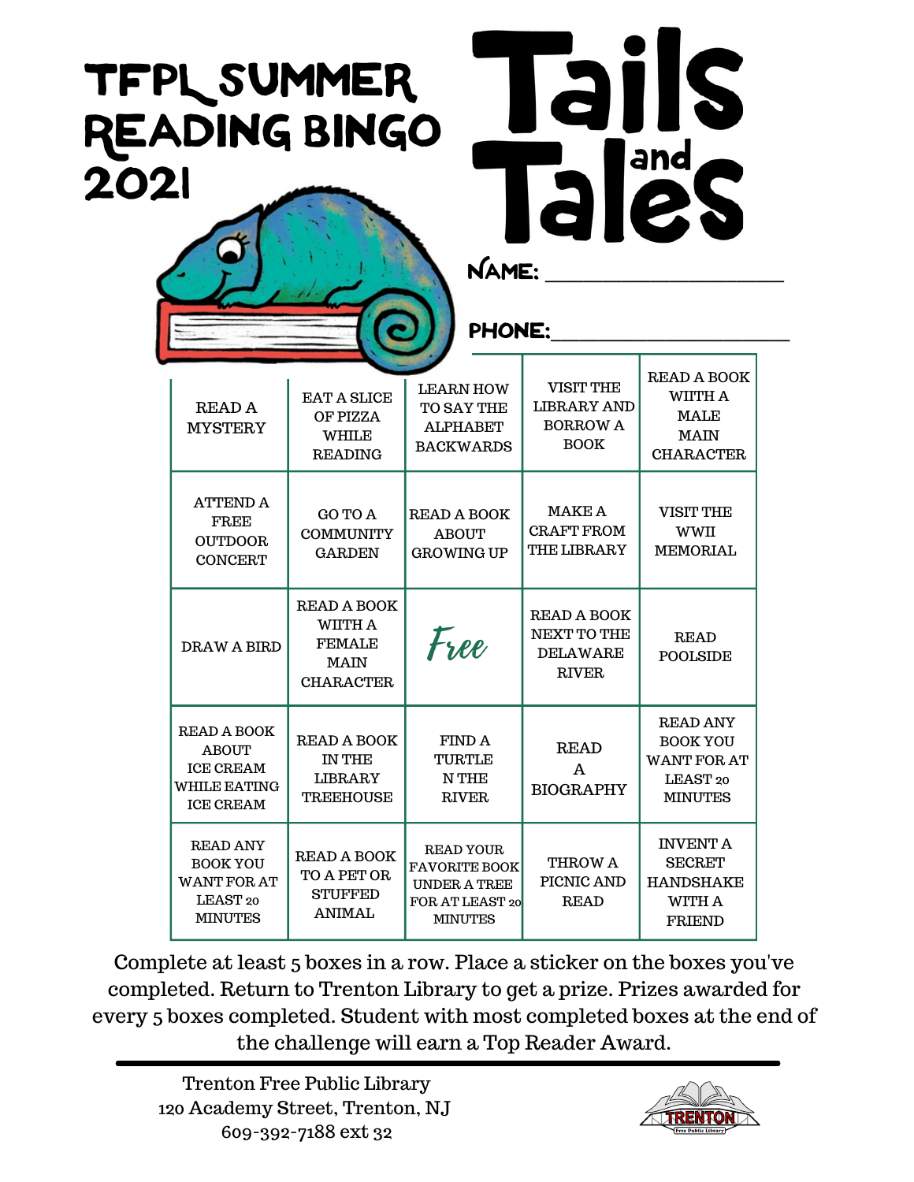# TFPL SUMMER READING BINGO 2021

# Tails and Tales

NAME: ____________________

PHONE: ____________________

| | | | | |
|---|---|---|---|---|
| READ A MYSTERY | EAT A SLICE OF PIZZA WHILE READING | LEARN HOW TO SAY THE ALPHABET BACKWARDS | VISIT THE LIBRARY AND BORROW A BOOK | READ A BOOK WIITH A MALE MAIN CHARACTER |
| ATTEND A FREE OUTDOOR CONCERT | GO TO A COMMUNITY GARDEN | READ A BOOK ABOUT GROWING UP | MAKE A CRAFT FROM THE LIBRARY | VISIT THE WWII MEMORIAL |
| DRAW A BIRD | READ A BOOK WIITH A FEMALE MAIN CHARACTER | *Free* | READ A BOOK NEXT TO THE DELAWARE RIVER | READ POOLSIDE |
| READ A BOOK ABOUT ICE CREAM WHILE EATING ICE CREAM | READ A BOOK IN THE LIBRARY TREEHOUSE | FIND A TURTLE N THE RIVER | READ A BIOGRAPHY | READ ANY BOOK YOU WANT FOR AT LEAST 20 MINUTES |
| READ ANY BOOK YOU WANT FOR AT LEAST 20 MINUTES | READ A BOOK TO A PET OR STUFFED ANIMAL | READ YOUR FAVORITE BOOK UNDER A TREE FOR AT LEAST 20 MINUTES | THROW A PICNIC AND READ | INVENT A SECRET HANDSHAKE WITH A FRIEND |

Complete at least 5 boxes in a row. Place a sticker on the boxes you've completed. Return to Trenton Library to get a prize. Prizes awarded for every 5 boxes completed. Student with most completed boxes at the end of the challenge will earn a Top Reader Award.

Trenton Free Public Library
120 Academy Street, Trenton, NJ
609-392-7188 ext 32

TRENTON Free Public Library